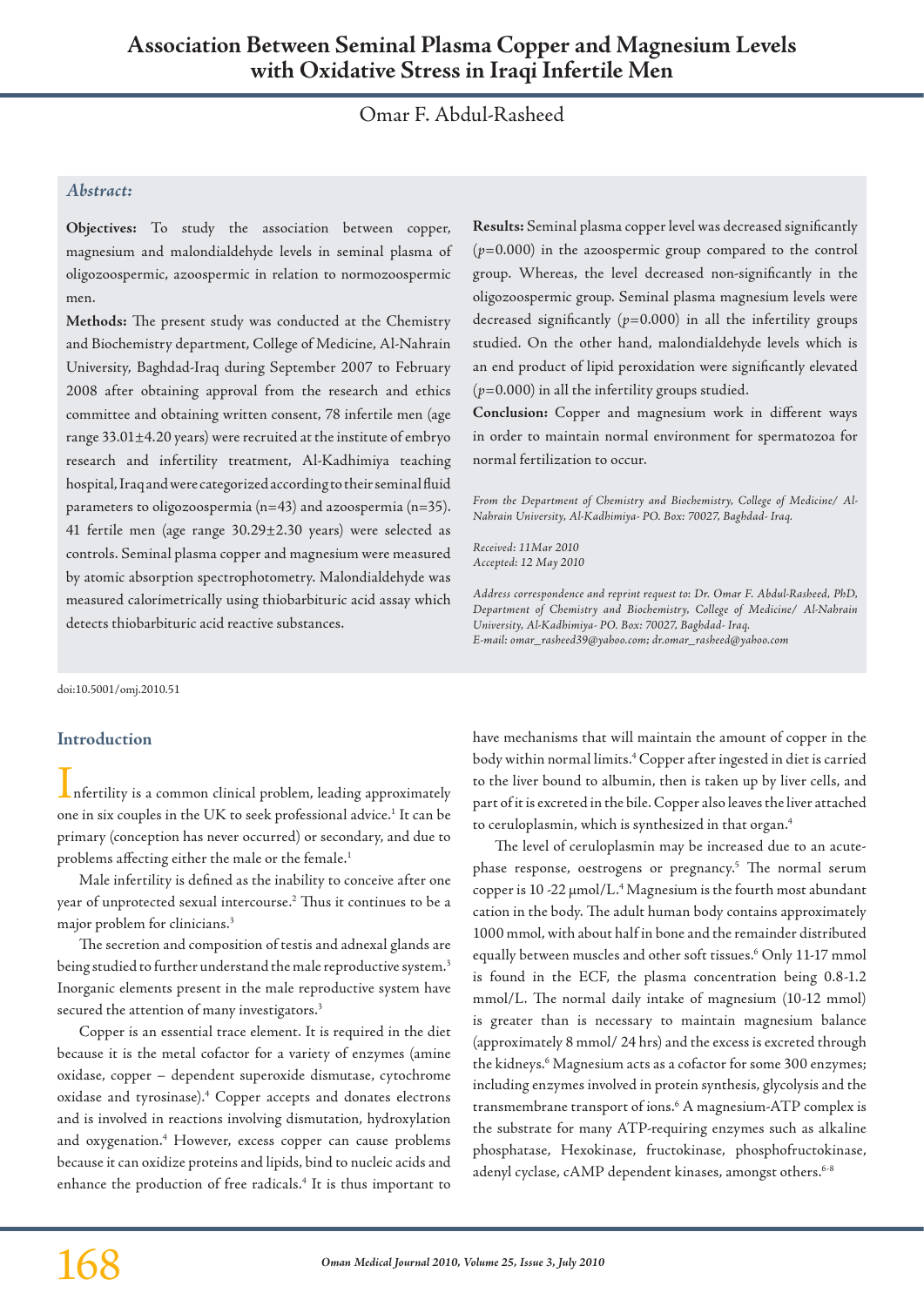# Association Between Seminal Plasma Copper and Magnesium Levels with Oxidative Stress in Iraqi Infertile Men

Omar F. Abdul-Rasheed

### *Abstract:*

**Objectives:** To study the association between copper, magnesium and malondialdehyde levels in seminal plasma of oligozoospermic, azoospermic in relation to normozoospermic men.

**Methods:** The present study was conducted at the Chemistry and Biochemistry department, College of Medicine, Al-Nahrain University, Baghdad-Iraq during September 2007 to February 2008 after obtaining approval from the research and ethics committee and obtaining written consent, 78 infertile men (age range 33.01±4.20 years) were recruited at the institute of embryo research and infertility treatment, Al-Kadhimiya teaching hospital, Iraq and were categorized according to their seminal fluid parameters to oligozoospermia (n=43) and azoospermia (n=35). 41 fertile men (age range 30.29±2.30 years) were selected as controls. Seminal plasma copper and magnesium were measured by atomic absorption spectrophotometry. Malondialdehyde was measured calorimetrically using thiobarbituric acid assay which detects thiobarbituric acid reactive substances.

**Results:** Seminal plasma copper level was decreased significantly ($p$=0.000) in the azoospermic group compared to the control group. Whereas, the level decreased non-significantly in the oligozoospermic group. Seminal plasma magnesium levels were decreased significantly ($p$=0.000) in all the infertility groups studied. On the other hand, malondialdehyde levels which is an end product of lipid peroxidation were significantly elevated ($p$=0.000) in all the infertility groups studied.

**Conclusion:** Copper and magnesium work in different ways in order to maintain normal environment for spermatozoa for normal fertilization to occur.

*From the Department of Chemistry and Biochemistry, College of Medicine/ Al-Nahrain University, Al-Kadhimiya- PO. Box: 70027, Baghdad- Iraq.*

*Received: 11Mar 2010*
*Accepted: 12 May 2010*

*Address correspondence and reprint request to: Dr. Omar F. Abdul-Rasheed, PhD, Department of Chemistry and Biochemistry, College of Medicine/ Al-Nahrain University, Al-Kadhimiya- PO. Box: 70027, Baghdad- Iraq.*
*E-mail: omar_rasheed39@yahoo.com; dr.omar_rasheed@yahoo.com*

doi:10.5001/omj.2010.51

## Introduction

Infertility is a common clinical problem, leading approximately one in six couples in the UK to seek professional advice.[1] It can be primary (conception has never occurred) or secondary, and due to problems affecting either the male or the female.[1]

Male infertility is defined as the inability to conceive after one year of unprotected sexual intercourse.[2] Thus it continues to be a major problem for clinicians.[3]

The secretion and composition of testis and adnexal glands are being studied to further understand the male reproductive system.[3] Inorganic elements present in the male reproductive system have secured the attention of many investigators.[3]

Copper is an essential trace element. It is required in the diet because it is the metal cofactor for a variety of enzymes (amine oxidase, copper – dependent superoxide dismutase, cytochrome oxidase and tyrosinase).[4] Copper accepts and donates electrons and is involved in reactions involving dismutation, hydroxylation and oxygenation.[4] However, excess copper can cause problems because it can oxidize proteins and lipids, bind to nucleic acids and enhance the production of free radicals.[4] It is thus important to have mechanisms that will maintain the amount of copper in the body within normal limits.[4] Copper after ingested in diet is carried to the liver bound to albumin, then is taken up by liver cells, and part of it is excreted in the bile. Copper also leaves the liver attached to ceruloplasmin, which is synthesized in that organ.[4]

The level of ceruloplasmin may be increased due to an acute-phase response, oestrogens or pregnancy.[5] The normal serum copper is 10 -22 μmol/L.[4] Magnesium is the fourth most abundant cation in the body. The adult human body contains approximately 1000 mmol, with about half in bone and the remainder distributed equally between muscles and other soft tissues.[6] Only 11-17 mmol is found in the ECF, the plasma concentration being 0.8-1.2 mmol/L. The normal daily intake of magnesium (10-12 mmol) is greater than is necessary to maintain magnesium balance (approximately 8 mmol/ 24 hrs) and the excess is excreted through the kidneys.[6] Magnesium acts as a cofactor for some 300 enzymes; including enzymes involved in protein synthesis, glycolysis and the transmembrane transport of ions.[6] A magnesium-ATP complex is the substrate for many ATP-requiring enzymes such as alkaline phosphatase, Hexokinase, fructokinase, phosphofructokinase, adenyl cyclase, cAMP dependent kinases, amongst others.[6-8]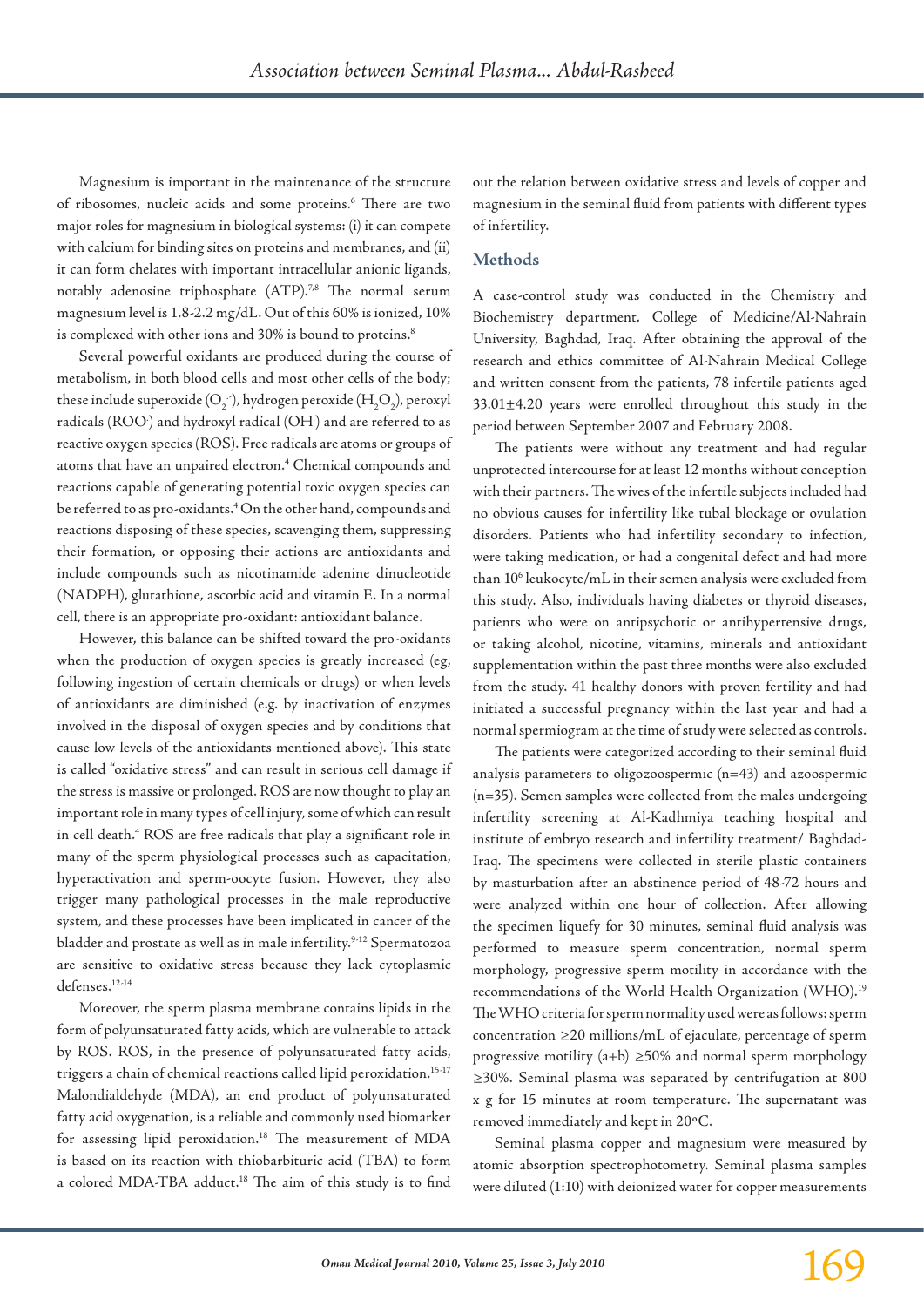Magnesium is important in the maintenance of the structure of ribosomes, nucleic acids and some proteins.[6] There are two major roles for magnesium in biological systems: (i) it can compete with calcium for binding sites on proteins and membranes, and (ii) it can form chelates with important intracellular anionic ligands, notably adenosine triphosphate (ATP).[7,8] The normal serum magnesium level is 1.8-2.2 mg/dL. Out of this 60% is ionized, 10% is complexed with other ions and 30% is bound to proteins.[8]

Several powerful oxidants are produced during the course of metabolism, in both blood cells and most other cells of the body; these include superoxide ($O_2^{\cdot-}$), hydrogen peroxide ($H_2O_2$), peroxyl radicals ($ROO^{\cdot}$) and hydroxyl radical ($OH^{\cdot}$) and are referred to as reactive oxygen species (ROS). Free radicals are atoms or groups of atoms that have an unpaired electron.[4] Chemical compounds and reactions capable of generating potential toxic oxygen species can be referred to as pro-oxidants.[4] On the other hand, compounds and reactions disposing of these species, scavenging them, suppressing their formation, or opposing their actions are antioxidants and include compounds such as nicotinamide adenine dinucleotide (NADPH), glutathione, ascorbic acid and vitamin E. In a normal cell, there is an appropriate pro-oxidant: antioxidant balance.

However, this balance can be shifted toward the pro-oxidants when the production of oxygen species is greatly increased (eg, following ingestion of certain chemicals or drugs) or when levels of antioxidants are diminished (e.g. by inactivation of enzymes involved in the disposal of oxygen species and by conditions that cause low levels of the antioxidants mentioned above). This state is called "oxidative stress" and can result in serious cell damage if the stress is massive or prolonged. ROS are now thought to play an important role in many types of cell injury, some of which can result in cell death.[4] ROS are free radicals that play a significant role in many of the sperm physiological processes such as capacitation, hyperactivation and sperm-oocyte fusion. However, they also trigger many pathological processes in the male reproductive system, and these processes have been implicated in cancer of the bladder and prostate as well as in male infertility.[9-12] Spermatozoa are sensitive to oxidative stress because they lack cytoplasmic defenses.[12-14]

Moreover, the sperm plasma membrane contains lipids in the form of polyunsaturated fatty acids, which are vulnerable to attack by ROS. ROS, in the presence of polyunsaturated fatty acids, triggers a chain of chemical reactions called lipid peroxidation.[15-17] Malondialdehyde (MDA), an end product of polyunsaturated fatty acid oxygenation, is a reliable and commonly used biomarker for assessing lipid peroxidation.[18] The measurement of MDA is based on its reaction with thiobarbituric acid (TBA) to form a colored MDA-TBA adduct.[18] The aim of this study is to find out the relation between oxidative stress and levels of copper and magnesium in the seminal fluid from patients with different types of infertility.

## Methods

A case-control study was conducted in the Chemistry and Biochemistry department, College of Medicine/Al-Nahrain University, Baghdad, Iraq. After obtaining the approval of the research and ethics committee of Al-Nahrain Medical College and written consent from the patients, 78 infertile patients aged 33.01±4.20 years were enrolled throughout this study in the period between September 2007 and February 2008.

The patients were without any treatment and had regular unprotected intercourse for at least 12 months without conception with their partners. The wives of the infertile subjects included had no obvious causes for infertility like tubal blockage or ovulation disorders. Patients who had infertility secondary to infection, were taking medication, or had a congenital defect and had more than $10^6$ leukocyte/mL in their semen analysis were excluded from this study. Also, individuals having diabetes or thyroid diseases, patients who were on antipsychotic or antihypertensive drugs, or taking alcohol, nicotine, vitamins, minerals and antioxidant supplementation within the past three months were also excluded from the study. 41 healthy donors with proven fertility and had initiated a successful pregnancy within the last year and had a normal spermiogram at the time of study were selected as controls.

The patients were categorized according to their seminal fluid analysis parameters to oligozoospermic (n=43) and azoospermic (n=35). Semen samples were collected from the males undergoing infertility screening at Al-Kadhmiya teaching hospital and institute of embryo research and infertility treatment/ Baghdad-Iraq. The specimens were collected in sterile plastic containers by masturbation after an abstinence period of 48-72 hours and were analyzed within one hour of collection. After allowing the specimen liquefy for 30 minutes, seminal fluid analysis was performed to measure sperm concentration, normal sperm morphology, progressive sperm motility in accordance with the recommendations of the World Health Organization (WHO).[19] The WHO criteria for sperm normality used were as follows: sperm concentration ≥20 millions/mL of ejaculate, percentage of sperm progressive motility (a+b) ≥50% and normal sperm morphology ≥30%. Seminal plasma was separated by centrifugation at 800 x g for 15 minutes at room temperature. The supernatant was removed immediately and kept in 20°C.

Seminal plasma copper and magnesium were measured by atomic absorption spectrophotometry. Seminal plasma samples were diluted (1:10) with deionized water for copper measurements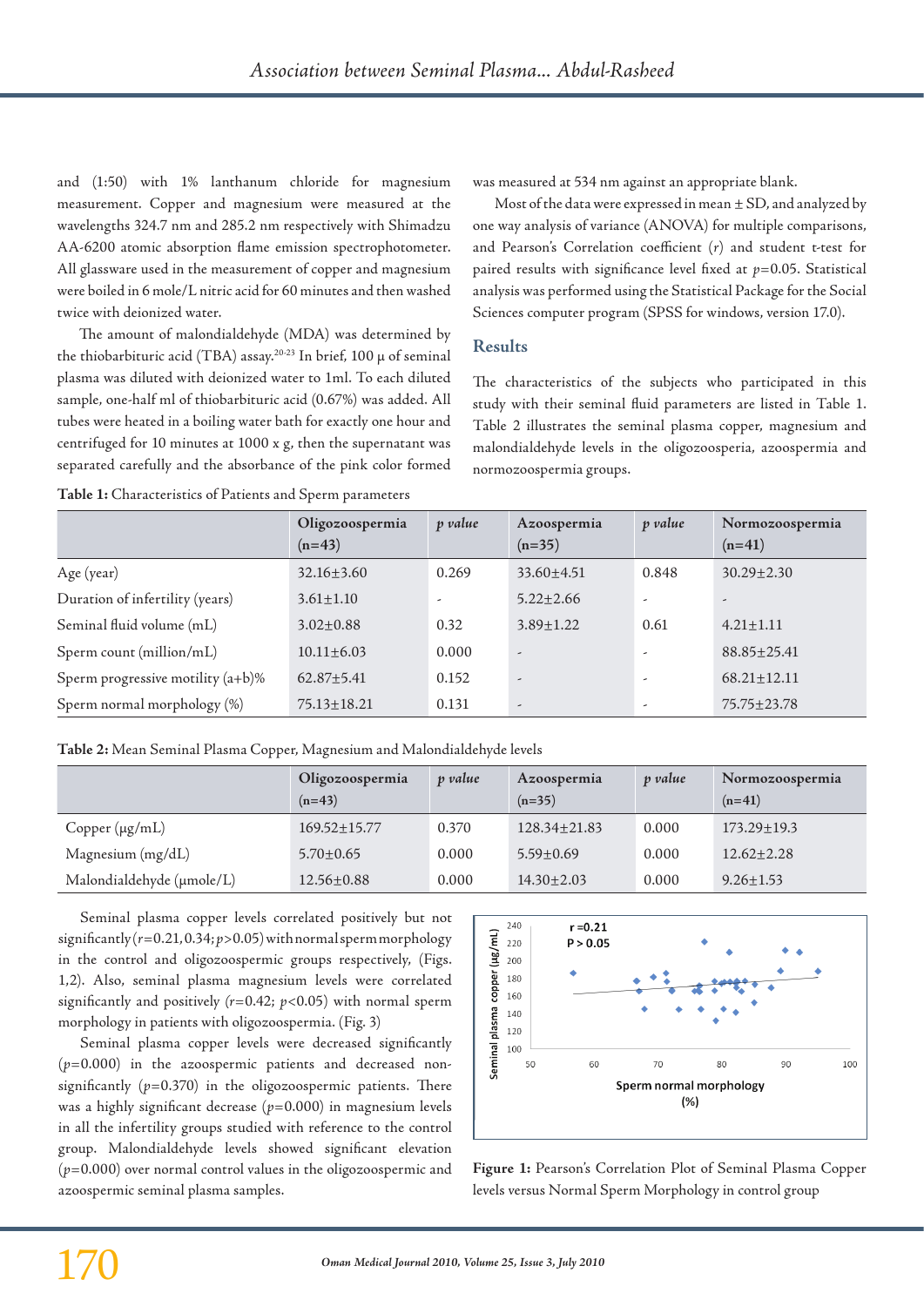and (1:50) with 1% lanthanum chloride for magnesium measurement. Copper and magnesium were measured at the wavelengths 324.7 nm and 285.2 nm respectively with Shimadzu AA-6200 atomic absorption flame emission spectrophotometer. All glassware used in the measurement of copper and magnesium were boiled in 6 mole/L nitric acid for 60 minutes and then washed twice with deionized water.

The amount of malondialdehyde (MDA) was determined by the thiobarbituric acid (TBA) assay.[20-23] In brief, 100 µ of seminal plasma was diluted with deionized water to 1ml. To each diluted sample, one-half ml of thiobarbituric acid (0.67%) was added. All tubes were heated in a boiling water bath for exactly one hour and centrifuged for 10 minutes at 1000 x g, then the supernatant was separated carefully and the absorbance of the pink color formed was measured at 534 nm against an appropriate blank.

Most of the data were expressed in mean ± SD, and analyzed by one way analysis of variance (ANOVA) for multiple comparisons, and Pearson's Correlation coefficient ($r$) and student t-test for paired results with significance level fixed at $p=0.05$. Statistical analysis was performed using the Statistical Package for the Social Sciences computer program (SPSS for windows, version 17.0).

## Results

The characteristics of the subjects who participated in this study with their seminal fluid parameters are listed in Table 1. Table 2 illustrates the seminal plasma copper, magnesium and malondialdehyde levels in the oligozoospermia, azoospermia and normozoospermia groups.

**Table 1:** Characteristics of Patients and Sperm parameters

| | Oligozoospermia (n=43) | *p value* | Azoospermia (n=35) | *p value* | Normozoospermia (n=41) |
|---|---|---|---|---|---|
| Age (year) | 32.16±3.60 | 0.269 | 33.60±4.51 | 0.848 | 30.29±2.30 |
| Duration of infertility (years) | 3.61±1.10 | - | 5.22±2.66 | - | - |
| Seminal fluid volume (mL) | 3.02±0.88 | 0.32 | 3.89±1.22 | 0.61 | 4.21±1.11 |
| Sperm count (million/mL) | 10.11±6.03 | 0.000 | - | - | 88.85±25.41 |
| Sperm progressive motility (a+b)% | 62.87±5.41 | 0.152 | - | - | 68.21±12.11 |
| Sperm normal morphology (%) | 75.13±18.21 | 0.131 | - | - | 75.75±23.78 |

**Table 2:** Mean Seminal Plasma Copper, Magnesium and Malondialdehyde levels

| | Oligozoospermia (n=43) | *p value* | Azoospermia (n=35) | *p value* | Normozoospermia (n=41) |
|---|---|---|---|---|---|
| Copper (µg/mL) | 169.52±15.77 | 0.370 | 128.34±21.83 | 0.000 | 173.29±19.3 |
| Magnesium (mg/dL) | 5.70±0.65 | 0.000 | 5.59±0.69 | 0.000 | 12.62±2.28 |
| Malondialdehyde (µmole/L) | 12.56±0.88 | 0.000 | 14.30±2.03 | 0.000 | 9.26±1.53 |

Seminal plasma copper levels correlated positively but not significantly ($r=0.21, 0.34$; $p>0.05$) with normal sperm morphology in the control and oligozoospermic groups respectively, (Figs. 1,2). Also, seminal plasma magnesium levels were correlated significantly and positively ($r=0.42$; $p<0.05$) with normal sperm morphology in patients with oligozoospermia. (Fig. 3)

Seminal plasma copper levels were decreased significantly ($p=0.000$) in the azoospermic patients and decreased non-significantly ($p=0.370$) in the oligozoospermic patients. There was a highly significant decrease ($p=0.000$) in magnesium levels in all the infertility groups studied with reference to the control group. Malondialdehyde levels showed significant elevation ($p=0.000$) over normal control values in the oligozoospermic and azoospermic seminal plasma samples.

**Figure 1:** Pearson's Correlation Plot of Seminal Plasma Copper levels versus Normal Sperm Morphology in control group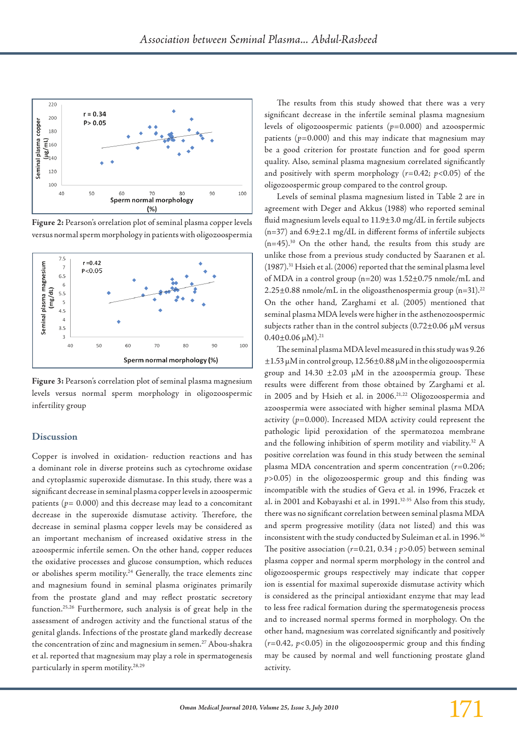Figure 2: Pearson's orrelation plot of seminal plasma copper levels versus normal sperm morphology in patients with oligozoospermia

Figure 3: Pearson's correlation plot of seminal plasma magnesium levels versus normal sperm morphology in oligozoospermic infertility group

## Discussion

Copper is involved in oxidation- reduction reactions and has a dominant role in diverse proteins such as cytochrome oxidase and cytoplasmic superoxide dismutase. In this study, there was a significant decrease in seminal plasma copper levels in azoospermic patients ($p$= 0.000) and this decrease may lead to a concomitant decrease in the superoxide dismutase activity. Therefore, the decrease in seminal plasma copper levels may be considered as an important mechanism of increased oxidative stress in the azoospermic infertile semen. On the other hand, copper reduces the oxidative processes and glucose consumption, which reduces or abolishes sperm motility.[24] Generally, the trace elements zinc and magnesium found in seminal plasma originates primarily from the prostate gland and may reflect prostatic secretory function.[25,26] Furthermore, such analysis is of great help in the assessment of androgen activity and the functional status of the genital glands. Infections of the prostate gland markedly decrease the concentration of zinc and magnesium in semen.[27] Abou-shakra et al. reported that magnesium may play a role in spermatogenesis particularly in sperm motility.[28,29]

The results from this study showed that there was a very significant decrease in the infertile seminal plasma magnesium levels of oligozoospermic patients ($p$=0.000) and azoospermic patients ($p$=0.000) and this may indicate that magnesium may be a good criterion for prostate function and for good sperm quality. Also, seminal plasma magnesium correlated significantly and positively with sperm morphology ($r$=0.42; $p$<0.05) of the oligozoospermic group compared to the control group.

Levels of seminal plasma magnesium listed in Table 2 are in agreement with Deger and Akkus (1988) who reported seminal fluid magnesium levels equal to 11.9±3.0 mg/dL in fertile subjects (n=37) and 6.9±2.1 mg/dL in different forms of infertile subjects (n=45).[30] On the other hand, the results from this study are unlike those from a previous study conducted by Saaranen et al. (1987).[31] Hsieh et al. (2006) reported that the seminal plasma level of MDA in a control group (n=20) was 1.52±0.75 nmole/mL and 2.25±0.88 nmole/mL in the oligoasthenospermia group (n=31).[22] On the other hand, Zarghami et al. (2005) mentioned that seminal plasma MDA levels were higher in the asthenozoospermic subjects rather than in the control subjects (0.72±0.06 µM versus 0.40±0.06 µM).[21]

The seminal plasma MDA level measured in this study was 9.26 ±1.53 µM in control group, 12.56±0.88 µM in the oligozoospermia group and 14.30 ±2.03 µM in the azoospermia group. These results were different from those obtained by Zarghami et al. in 2005 and by Hsieh et al. in 2006.[21,22] Oligozoospermia and azoospermia were associated with higher seminal plasma MDA activity ($p$=0.000). Increased MDA activity could represent the pathologic lipid peroxidation of the spermatozoa membrane and the following inhibition of sperm motility and viability.[32] A positive correlation was found in this study between the seminal plasma MDA concentration and sperm concentration ($r$=0.206; $p$>0.05) in the oligozoospermic group and this finding was incompatible with the studies of Geva et al. in 1996, Fraczek et al. in 2001 and Kobayashi et al. in 1991.[32-35] Also from this study, there was no significant correlation between seminal plasma MDA and sperm progressive motility (data not listed) and this was inconsistent with the study conducted by Suleiman et al. in 1996.[36] The positive association ($r$=0.21, 0.34 ; $p$>0.05) between seminal plasma copper and normal sperm morphology in the control and oligozoospermic groups respectively may indicate that copper ion is essential for maximal superoxide dismutase activity which is considered as the principal antioxidant enzyme that may lead to less free radical formation during the spermatogenesis process and to increased normal sperms formed in morphology. On the other hand, magnesium was correlated significantly and positively ($r$=0.42, $p$<0.05) in the oligozoospermic group and this finding may be caused by normal and well functioning prostate gland activity.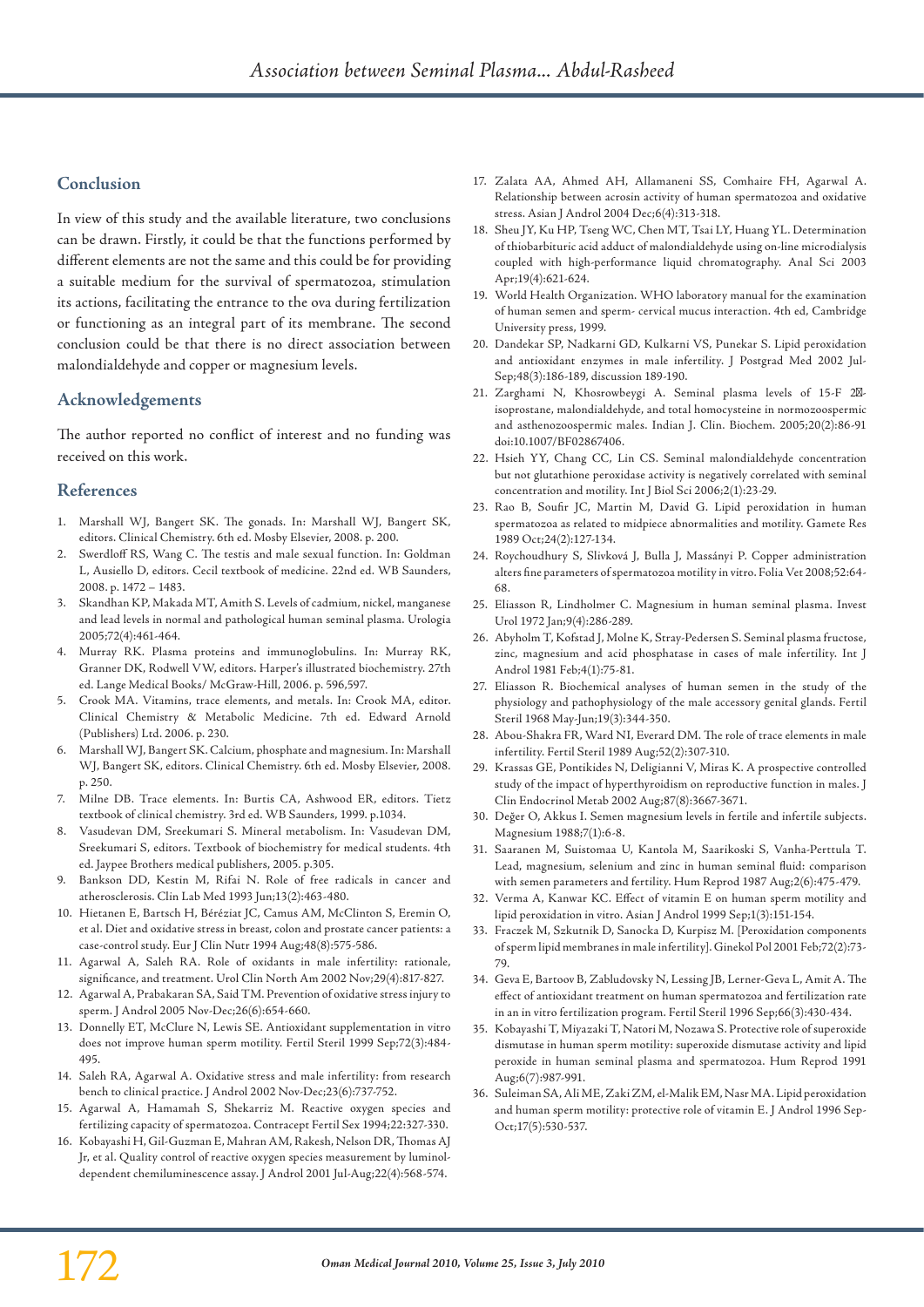## Conclusion

In view of this study and the available literature, two conclusions can be drawn. Firstly, it could be that the functions performed by different elements are not the same and this could be for providing a suitable medium for the survival of spermatozoa, stimulation its actions, facilitating the entrance to the ova during fertilization or functioning as an integral part of its membrane. The second conclusion could be that there is no direct association between malondialdehyde and copper or magnesium levels.

## Acknowledgements

The author reported no conflict of interest and no funding was received on this work.

## References

1. Marshall WJ, Bangert SK. The gonads. In: Marshall WJ, Bangert SK, editors. Clinical Chemistry. 6th ed. Mosby Elsevier, 2008. p. 200.
2. Swerdloff RS, Wang C. The testis and male sexual function. In: Goldman L, Ausiello D, editors. Cecil textbook of medicine. 22nd ed. WB Saunders, 2008. p. 1472 – 1483.
3. Skandhan KP, Makada MT, Amith S. Levels of cadmium, nickel, manganese and lead levels in normal and pathological human seminal plasma. Urologia 2005;72(4):461-464.
4. Murray RK. Plasma proteins and immunoglobulins. In: Murray RK, Granner DK, Rodwell VW, editors. Harper's illustrated biochemistry. 27th ed. Lange Medical Books/ McGraw-Hill, 2006. p. 596,597.
5. Crook MA. Vitamins, trace elements, and metals. In: Crook MA, editor. Clinical Chemistry & Metabolic Medicine. 7th ed. Edward Arnold (Publishers) Ltd. 2006. p. 230.
6. Marshall WJ, Bangert SK. Calcium, phosphate and magnesium. In: Marshall WJ, Bangert SK, editors. Clinical Chemistry. 6th ed. Mosby Elsevier, 2008. p. 250.
7. Milne DB. Trace elements. In: Burtis CA, Ashwood ER, editors. Tietz textbook of clinical chemistry. 3rd ed. WB Saunders, 1999. p.1034.
8. Vasudevan DM, Sreekumari S. Mineral metabolism. In: Vasudevan DM, Sreekumari S, editors. Textbook of biochemistry for medical students. 4th ed. Jaypee Brothers medical publishers, 2005. p.305.
9. Bankson DD, Kestin M, Rifai N. Role of free radicals in cancer and atherosclerosis. Clin Lab Med 1993 Jun;13(2):463-480.
10. Hietanen E, Bartsch H, Béréziat JC, Camus AM, McClinton S, Eremin O, et al. Diet and oxidative stress in breast, colon and prostate cancer patients: a case-control study. Eur J Clin Nutr 1994 Aug;48(8):575-586.
11. Agarwal A, Saleh RA. Role of oxidants in male infertility: rationale, significance, and treatment. Urol Clin North Am 2002 Nov;29(4):817-827.
12. Agarwal A, Prabakaran SA, Said TM. Prevention of oxidative stress injury to sperm. J Androl 2005 Nov-Dec;26(6):654-660.
13. Donnelly ET, McClure N, Lewis SE. Antioxidant supplementation in vitro does not improve human sperm motility. Fertil Steril 1999 Sep;72(3):484-495.
14. Saleh RA, Agarwal A. Oxidative stress and male infertility: from research bench to clinical practice. J Androl 2002 Nov-Dec;23(6):737-752.
15. Agarwal A, Hamamah S, Shekarriz M. Reactive oxygen species and fertilizing capacity of spermatozoa. Contracept Fertil Sex 1994;22:327-330.
16. Kobayashi H, Gil-Guzman E, Mahran AM, Rakesh, Nelson DR, Thomas AJ Jr, et al. Quality control of reactive oxygen species measurement by luminol-dependent chemiluminescence assay. J Androl 2001 Jul-Aug;22(4):568-574.
17. Zalata AA, Ahmed AH, Allamaneni SS, Comhaire FH, Agarwal A. Relationship between acrosin activity of human spermatozoa and oxidative stress. Asian J Androl 2004 Dec;6(4):313-318.
18. Sheu JY, Ku HP, Tseng WC, Chen MT, Tsai LY, Huang YL. Determination of thiobarbituric acid adduct of malondialdehyde using on-line microdialysis coupled with high-performance liquid chromatography. Anal Sci 2003 Apr;19(4):621-624.
19. World Health Organization. WHO laboratory manual for the examination of human semen and sperm- cervical mucus interaction. 4th ed, Cambridge University press, 1999.
20. Dandekar SP, Nadkarni GD, Kulkarni VS, Punekar S. Lipid peroxidation and antioxidant enzymes in male infertility. J Postgrad Med 2002 Jul-Sep;48(3):186-189, discussion 189-190.
21. Zarghami N, Khosrowbeygi A. Seminal plasma levels of 15-F 2-isoprostane, malondialdehyde, and total homocysteine in normozoospermic and asthenozoospermic males. Indian J. Clin. Biochem. 2005;20(2):86-91 doi:10.1007/BF02867406.
22. Hsieh YY, Chang CC, Lin CS. Seminal malondialdehyde concentration but not glutathione peroxidase activity is negatively correlated with seminal concentration and motility. Int J Biol Sci 2006;2(1):23-29.
23. Rao B, Soufir JC, Martin M, David G. Lipid peroxidation in human spermatozoa as related to midpiece abnormalities and motility. Gamete Res 1989 Oct;24(2):127-134.
24. Roychoudhury S, Slivková J, Bulla J, Massányi P. Copper administration alters fine parameters of spermatozoa motility in vitro. Folia Vet 2008;52:64-68.
25. Eliasson R, Lindholmer C. Magnesium in human seminal plasma. Invest Urol 1972 Jan;9(4):286-289.
26. Abyholm T, Kofstad J, Molne K, Stray-Pedersen S. Seminal plasma fructose, zinc, magnesium and acid phosphatase in cases of male infertility. Int J Androl 1981 Feb;4(1):75-81.
27. Eliasson R. Biochemical analyses of human semen in the study of the physiology and pathophysiology of the male accessory genital glands. Fertil Steril 1968 May-Jun;19(3):344-350.
28. Abou-Shakra FR, Ward NI, Everard DM. The role of trace elements in male infertility. Fertil Steril 1989 Aug;52(2):307-310.
29. Krassas GE, Pontikides N, Deligianni V, Miras K. A prospective controlled study of the impact of hyperthyroidism on reproductive function in males. J Clin Endocrinol Metab 2002 Aug;87(8):3667-3671.
30. Değer O, Akkus I. Semen magnesium levels in fertile and infertile subjects. Magnesium 1988;7(1):6-8.
31. Saaranen M, Suistomaa U, Kantola M, Saarikoski S, Vanha-Perttula T. Lead, magnesium, selenium and zinc in human seminal fluid: comparison with semen parameters and fertility. Hum Reprod 1987 Aug;2(6):475-479.
32. Verma A, Kanwar KC. Effect of vitamin E on human sperm motility and lipid peroxidation in vitro. Asian J Androl 1999 Sep;1(3):151-154.
33. Fraczek M, Szkutnik D, Sanocka D, Kurpisz M. [Peroxidation components of sperm lipid membranes in male infertility]. Ginekol Pol 2001 Feb;72(2):73-79.
34. Geva E, Bartoov B, Zabludovsky N, Lessing JB, Lerner-Geva L, Amit A. The effect of antioxidant treatment on human spermatozoa and fertilization rate in an in vitro fertilization program. Fertil Steril 1996 Sep;66(3):430-434.
35. Kobayashi T, Miyazaki T, Natori M, Nozawa S. Protective role of superoxide dismutase in human sperm motility: superoxide dismutase activity and lipid peroxide in human seminal plasma and spermatozoa. Hum Reprod 1991 Aug;6(7):987-991.
36. Suleiman SA, Ali ME, Zaki ZM, el-Malik EM, Nasr MA. Lipid peroxidation and human sperm motility: protective role of vitamin E. J Androl 1996 Sep-Oct;17(5):530-537.